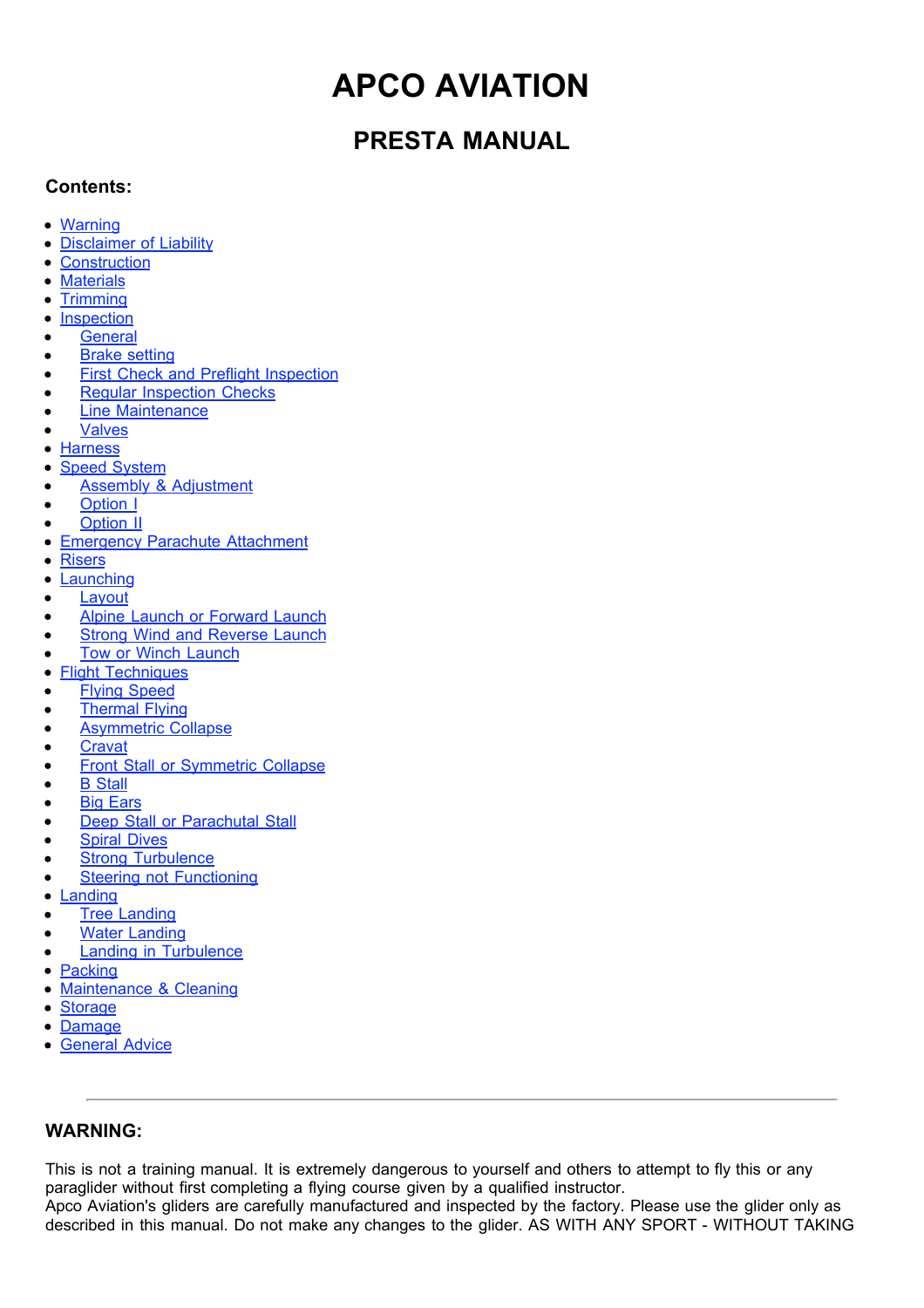# APCO AVIATION

## PRESTA MANUAL

**Contents:**

- Warning
- Disclaimer of Liability
- Construction
- Materials
- Trimming
- Inspection
  - General
  - Brake setting
  - First Check and Preflight Inspection
  - Regular Inspection Checks
  - Line Maintenance
  - Valves
- Harness
- Speed System
  - Assembly & Adjustment
  - Option I
  - Option II
- Emergency Parachute Attachment
- Risers
- Launching
  - Layout
  - Alpine Launch or Forward Launch
  - Strong Wind and Reverse Launch
  - Tow or Winch Launch
- Flight Techniques
  - Flying Speed
  - Thermal Flying
  - Asymmetric Collapse
  - Cravat
  - Front Stall or Symmetric Collapse
  - B Stall
  - Big Ears
  - Deep Stall or Parachutal Stall
  - Spiral Dives
  - Strong Turbulence
  - Steering not Functioning
- Landing
  - Tree Landing
  - Water Landing
  - Landing in Turbulence
- Packing
- Maintenance & Cleaning
- Storage
- Damage
- General Advice

---

### WARNING:

This is not a training manual. It is extremely dangerous to yourself and others to attempt to fly this or any paraglider without first completing a flying course given by a qualified instructor.
Apco Aviation's gliders are carefully manufactured and inspected by the factory. Please use the glider only as described in this manual. Do not make any changes to the glider. AS WITH ANY SPORT - WITHOUT TAKING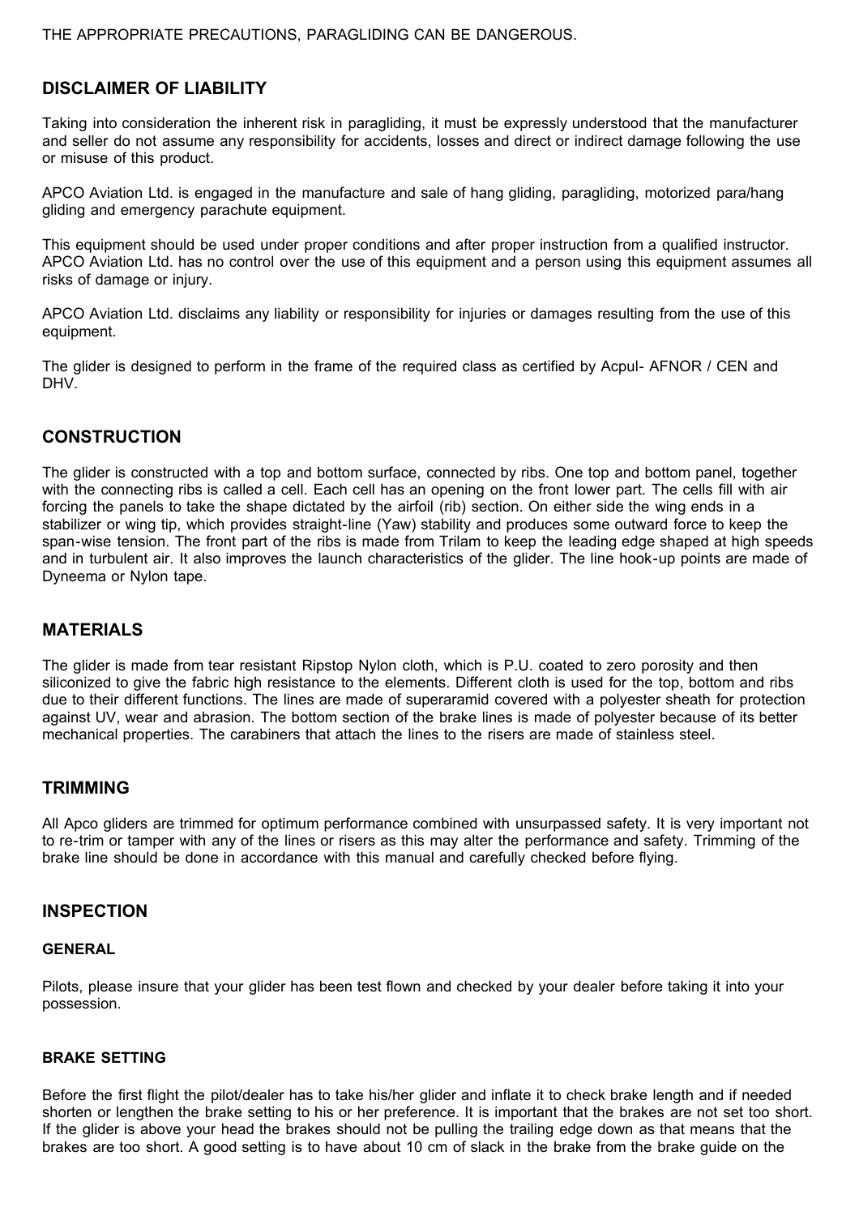THE APPROPRIATE PRECAUTIONS, PARAGLIDING CAN BE DANGEROUS.

## DISCLAIMER OF LIABILITY

Taking into consideration the inherent risk in paragliding, it must be expressly understood that the manufacturer and seller do not assume any responsibility for accidents, losses and direct or indirect damage following the use or misuse of this product.

APCO Aviation Ltd. is engaged in the manufacture and sale of hang gliding, paragliding, motorized para/hang gliding and emergency parachute equipment.

This equipment should be used under proper conditions and after proper instruction from a qualified instructor. APCO Aviation Ltd. has no control over the use of this equipment and a person using this equipment assumes all risks of damage or injury.

APCO Aviation Ltd. disclaims any liability or responsibility for injuries or damages resulting from the use of this equipment.

The glider is designed to perform in the frame of the required class as certified by Acpul- AFNOR / CEN and DHV.

## CONSTRUCTION

The glider is constructed with a top and bottom surface, connected by ribs. One top and bottom panel, together with the connecting ribs is called a cell. Each cell has an opening on the front lower part. The cells fill with air forcing the panels to take the shape dictated by the airfoil (rib) section. On either side the wing ends in a stabilizer or wing tip, which provides straight-line (Yaw) stability and produces some outward force to keep the span-wise tension. The front part of the ribs is made from Trilam to keep the leading edge shaped at high speeds and in turbulent air. It also improves the launch characteristics of the glider. The line hook-up points are made of Dyneema or Nylon tape.

## MATERIALS

The glider is made from tear resistant Ripstop Nylon cloth, which is P.U. coated to zero porosity and then siliconized to give the fabric high resistance to the elements. Different cloth is used for the top, bottom and ribs due to their different functions. The lines are made of superaramid covered with a polyester sheath for protection against UV, wear and abrasion. The bottom section of the brake lines is made of polyester because of its better mechanical properties. The carabiners that attach the lines to the risers are made of stainless steel.

## TRIMMING

All Apco gliders are trimmed for optimum performance combined with unsurpassed safety. It is very important not to re-trim or tamper with any of the lines or risers as this may alter the performance and safety. Trimming of the brake line should be done in accordance with this manual and carefully checked before flying.

## INSPECTION

### GENERAL

Pilots, please insure that your glider has been test flown and checked by your dealer before taking it into your possession.

### BRAKE SETTING

Before the first flight the pilot/dealer has to take his/her glider and inflate it to check brake length and if needed shorten or lengthen the brake setting to his or her preference. It is important that the brakes are not set too short. If the glider is above your head the brakes should not be pulling the trailing edge down as that means that the brakes are too short. A good setting is to have about 10 cm of slack in the brake from the brake guide on the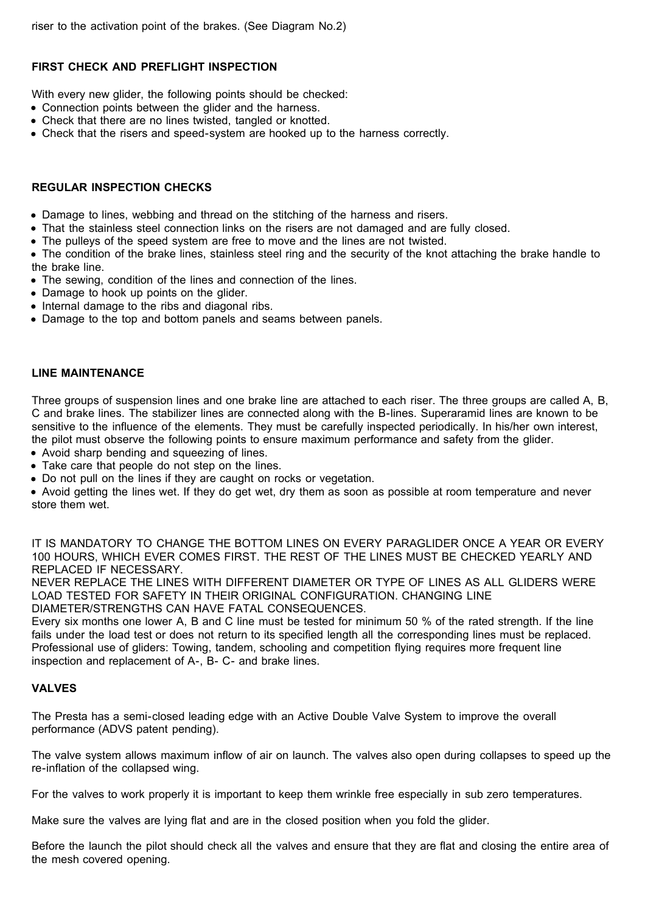riser to the activation point of the brakes. (See Diagram No.2)

## FIRST CHECK AND PREFLIGHT INSPECTION

With every new glider, the following points should be checked:

- Connection points between the glider and the harness.
- Check that there are no lines twisted, tangled or knotted.
- Check that the risers and speed-system are hooked up to the harness correctly.

## REGULAR INSPECTION CHECKS

- Damage to lines, webbing and thread on the stitching of the harness and risers.
- That the stainless steel connection links on the risers are not damaged and are fully closed.
- The pulleys of the speed system are free to move and the lines are not twisted.
- The condition of the brake lines, stainless steel ring and the security of the knot attaching the brake handle to the brake line.
- The sewing, condition of the lines and connection of the lines.
- Damage to hook up points on the glider.
- Internal damage to the ribs and diagonal ribs.
- Damage to the top and bottom panels and seams between panels.

## LINE MAINTENANCE

Three groups of suspension lines and one brake line are attached to each riser. The three groups are called A, B, C and brake lines. The stabilizer lines are connected along with the B-lines. Superaramid lines are known to be sensitive to the influence of the elements. They must be carefully inspected periodically. In his/her own interest, the pilot must observe the following points to ensure maximum performance and safety from the glider.

- Avoid sharp bending and squeezing of lines.
- Take care that people do not step on the lines.
- Do not pull on the lines if they are caught on rocks or vegetation.
- Avoid getting the lines wet. If they do get wet, dry them as soon as possible at room temperature and never store them wet.

IT IS MANDATORY TO CHANGE THE BOTTOM LINES ON EVERY PARAGLIDER ONCE A YEAR OR EVERY 100 HOURS, WHICH EVER COMES FIRST. THE REST OF THE LINES MUST BE CHECKED YEARLY AND REPLACED IF NECESSARY.
NEVER REPLACE THE LINES WITH DIFFERENT DIAMETER OR TYPE OF LINES AS ALL GLIDERS WERE LOAD TESTED FOR SAFETY IN THEIR ORIGINAL CONFIGURATION. CHANGING LINE DIAMETER/STRENGTHS CAN HAVE FATAL CONSEQUENCES.
Every six months one lower A, B and C line must be tested for minimum 50 % of the rated strength. If the line fails under the load test or does not return to its specified length all the corresponding lines must be replaced.
Professional use of gliders: Towing, tandem, schooling and competition flying requires more frequent line inspection and replacement of A-, B- C- and brake lines.

## VALVES

The Presta has a semi-closed leading edge with an Active Double Valve System to improve the overall performance (ADVS patent pending).

The valve system allows maximum inflow of air on launch. The valves also open during collapses to speed up the re-inflation of the collapsed wing.

For the valves to work properly it is important to keep them wrinkle free especially in sub zero temperatures.

Make sure the valves are lying flat and are in the closed position when you fold the glider.

Before the launch the pilot should check all the valves and ensure that they are flat and closing the entire area of the mesh covered opening.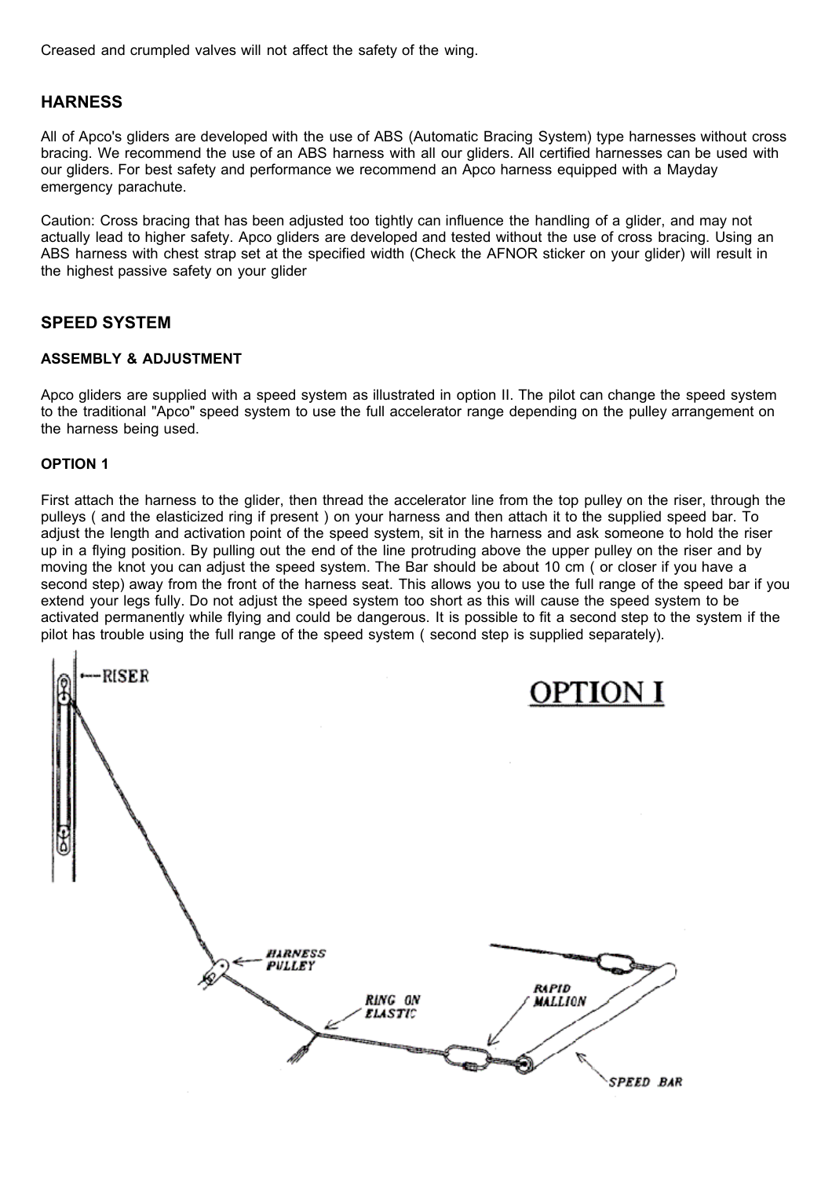Creased and crumpled valves will not affect the safety of the wing.

## HARNESS

All of Apco's gliders are developed with the use of ABS (Automatic Bracing System) type harnesses without cross bracing. We recommend the use of an ABS harness with all our gliders. All certified harnesses can be used with our gliders. For best safety and performance we recommend an Apco harness equipped with a Mayday emergency parachute.

Caution: Cross bracing that has been adjusted too tightly can influence the handling of a glider, and may not actually lead to higher safety. Apco gliders are developed and tested without the use of cross bracing. Using an ABS harness with chest strap set at the specified width (Check the AFNOR sticker on your glider) will result in the highest passive safety on your glider

## SPEED SYSTEM

### ASSEMBLY & ADJUSTMENT

Apco gliders are supplied with a speed system as illustrated in option II. The pilot can change the speed system to the traditional "Apco" speed system to use the full accelerator range depending on the pulley arrangement on the harness being used.

### OPTION 1

First attach the harness to the glider, then thread the accelerator line from the top pulley on the riser, through the pulleys ( and the elasticized ring if present ) on your harness and then attach it to the supplied speed bar. To adjust the length and activation point of the speed system, sit in the harness and ask someone to hold the riser up in a flying position. By pulling out the end of the line protruding above the upper pulley on the riser and by moving the knot you can adjust the speed system. The Bar should be about 10 cm ( or closer if you have a second step) away from the front of the harness seat. This allows you to use the full range of the speed bar if you extend your legs fully. Do not adjust the speed system too short as this will cause the speed system to be activated permanently while flying and could be dangerous. It is possible to fit a second step to the system if the pilot has trouble using the full range of the speed system ( second step is supplied separately).

OPTION I

RISER

HARNESS PULLEY

RING ON ELASTIC

RAPID MALLION

SPEED BAR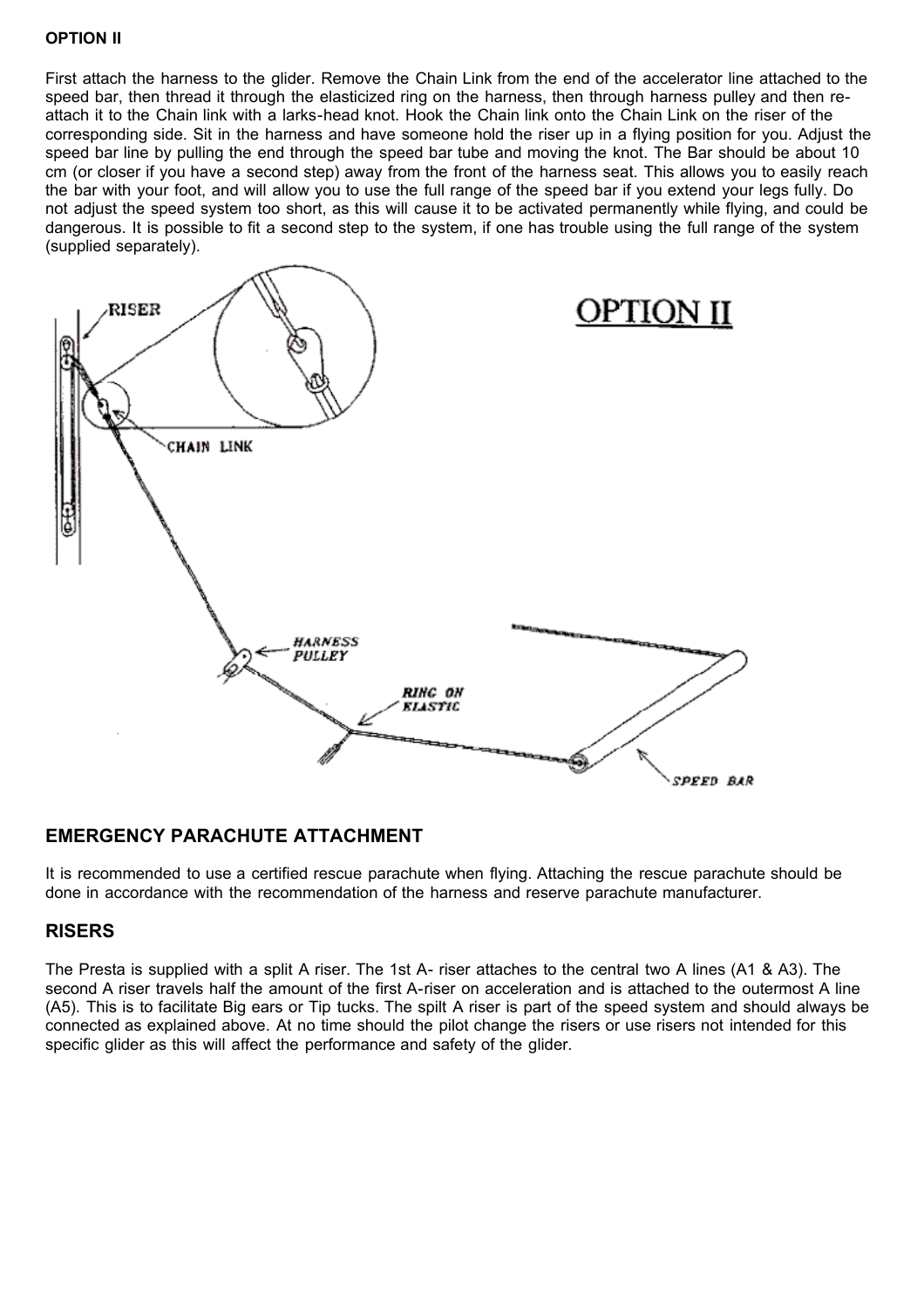**OPTION II**

First attach the harness to the glider. Remove the Chain Link from the end of the accelerator line attached to the speed bar, then thread it through the elasticized ring on the harness, then through harness pulley and then re-attach it to the Chain link with a larks-head knot. Hook the Chain link onto the Chain Link on the riser of the corresponding side. Sit in the harness and have someone hold the riser up in a flying position for you. Adjust the speed bar line by pulling the end through the speed bar tube and moving the knot. The Bar should be about 10 cm (or closer if you have a second step) away from the front of the harness seat. This allows you to easily reach the bar with your foot, and will allow you to use the full range of the speed bar if you extend your legs fully. Do not adjust the speed system too short, as this will cause it to be activated permanently while flying, and could be dangerous. It is possible to fit a second step to the system, if one has trouble using the full range of the system (supplied separately).

## EMERGENCY PARACHUTE ATTACHMENT

It is recommended to use a certified rescue parachute when flying. Attaching the rescue parachute should be done in accordance with the recommendation of the harness and reserve parachute manufacturer.

## RISERS

The Presta is supplied with a split A riser. The 1st A- riser attaches to the central two A lines (A1 & A3). The second A riser travels half the amount of the first A-riser on acceleration and is attached to the outermost A line (A5). This is to facilitate Big ears or Tip tucks. The spilt A riser is part of the speed system and should always be connected as explained above. At no time should the pilot change the risers or use risers not intended for this specific glider as this will affect the performance and safety of the glider.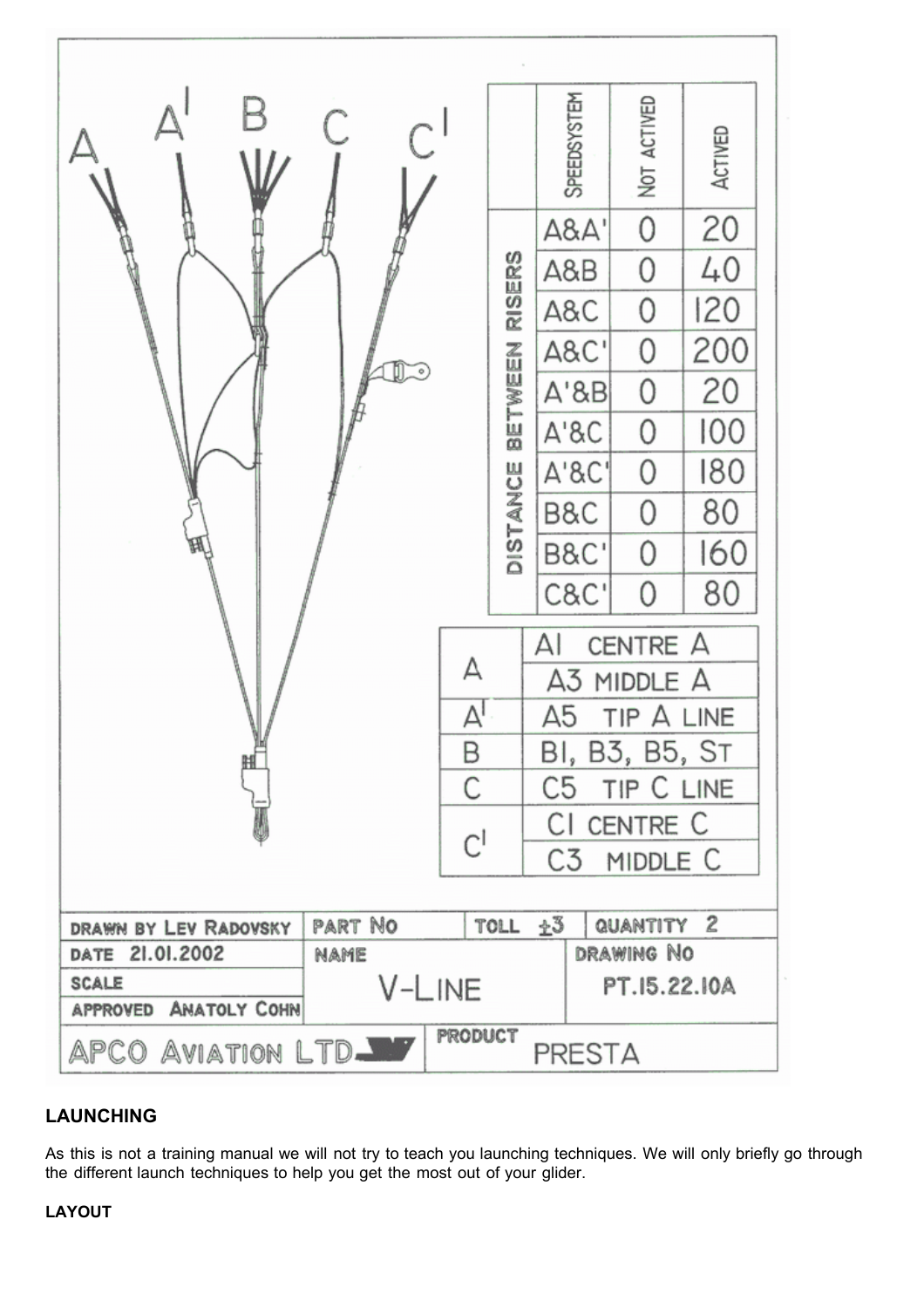A A' B C C'

| DISTANCE BETWEEN RISERS | SPEEDSYSTEM | NOT ACTIVED | ACTIVED |
|---|---|---|---|
| | A&A' | 0 | 20 |
| | A&B | 0 | 40 |
| | A&C | 0 | 120 |
| | A&C' | 0 | 200 |
| | A'&B | 0 | 20 |
| | A'&C | 0 | 100 |
| | A'&C' | 0 | 180 |
| | B&C | 0 | 80 |
| | B&C' | 0 | 160 |
| | C&C' | 0 | 80 |

| Riser | Lines |
|---|---|
| A | A1 CENTRE A |
| | A3 MIDDLE A |
| A' | A5 TIP A LINE |
| B | B1, B3, B5, ST |
| C | C5 TIP C LINE |
| C' | C1 CENTRE C |
| | C3 MIDDLE C |

| DRAWN BY LEV RADOVSKY | PART NO | TOLL ±3 | QUANTITY 2 |
|---|---|---|---|
| DATE 21.01.2002 | NAME | | DRAWING NO |
| SCALE | V-LINE | | PT.15.22.10A |
| APPROVED ANATOLY COHN | | | |
| APCO AVIATION LTD | PRODUCT PRESTA | | |

## LAUNCHING

As this is not a training manual we will not try to teach you launching techniques. We will only briefly go through the different launch techniques to help you get the most out of your glider.

### LAYOUT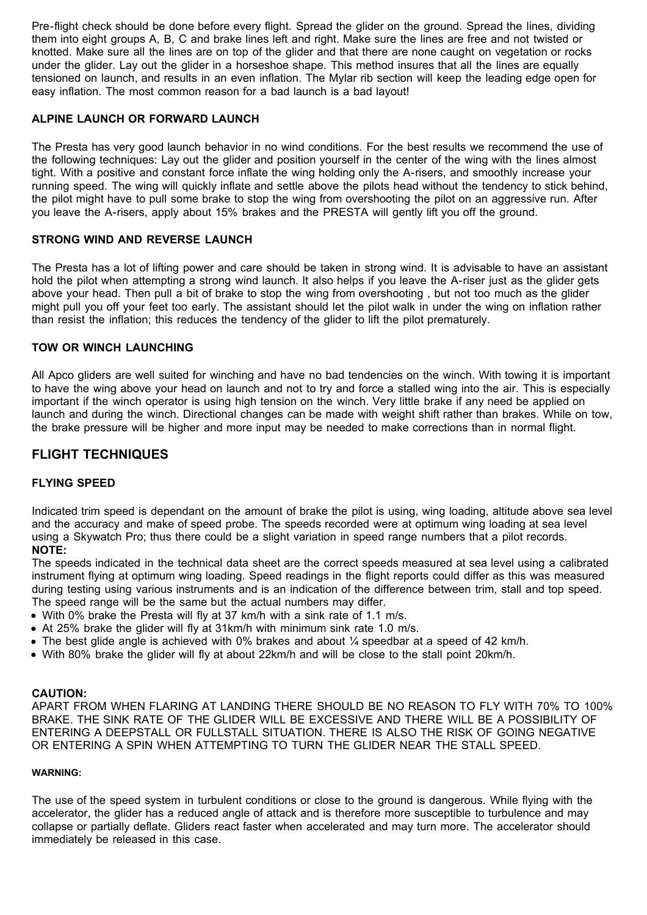Pre-flight check should be done before every flight. Spread the glider on the ground. Spread the lines, dividing them into eight groups A, B, C and brake lines left and right. Make sure the lines are free and not twisted or knotted. Make sure all the lines are on top of the glider and that there are none caught on vegetation or rocks under the glider. Lay out the glider in a horseshoe shape. This method insures that all the lines are equally tensioned on launch, and results in an even inflation. The Mylar rib section will keep the leading edge open for easy inflation. The most common reason for a bad launch is a bad layout!

### ALPINE LAUNCH OR FORWARD LAUNCH

The Presta has very good launch behavior in no wind conditions. For the best results we recommend the use of the following techniques: Lay out the glider and position yourself in the center of the wing with the lines almost tight. With a positive and constant force inflate the wing holding only the A-risers, and smoothly increase your running speed. The wing will quickly inflate and settle above the pilots head without the tendency to stick behind, the pilot might have to pull some brake to stop the wing from overshooting the pilot on an aggressive run. After you leave the A-risers, apply about 15% brakes and the PRESTA will gently lift you off the ground.

### STRONG WIND AND REVERSE LAUNCH

The Presta has a lot of lifting power and care should be taken in strong wind. It is advisable to have an assistant hold the pilot when attempting a strong wind launch. It also helps if you leave the A-riser just as the glider gets above your head. Then pull a bit of brake to stop the wing from overshooting , but not too much as the glider might pull you off your feet too early. The assistant should let the pilot walk in under the wing on inflation rather than resist the inflation; this reduces the tendency of the glider to lift the pilot prematurely.

### TOW OR WINCH LAUNCHING

All Apco gliders are well suited for winching and have no bad tendencies on the winch. With towing it is important to have the wing above your head on launch and not to try and force a stalled wing into the air. This is especially important if the winch operator is using high tension on the winch. Very little brake if any need be applied on launch and during the winch. Directional changes can be made with weight shift rather than brakes. While on tow, the brake pressure will be higher and more input may be needed to make corrections than in normal flight.

## FLIGHT TECHNIQUES

### FLYING SPEED

Indicated trim speed is dependant on the amount of brake the pilot is using, wing loading, altitude above sea level and the accuracy and make of speed probe. The speeds recorded were at optimum wing loading at sea level using a Skywatch Pro; thus there could be a slight variation in speed range numbers that a pilot records.

**NOTE:**

The speeds indicated in the technical data sheet are the correct speeds measured at sea level using a calibrated instrument flying at optimum wing loading. Speed readings in the flight reports could differ as this was measured during testing using various instruments and is an indication of the difference between trim, stall and top speed. The speed range will be the same but the actual numbers may differ.

- With 0% brake the Presta will fly at 37 km/h with a sink rate of 1.1 m/s.
- At 25% brake the glider will fly at 31km/h with minimum sink rate 1.0 m/s.
- The best glide angle is achieved with 0% brakes and about ¼ speedbar at a speed of 42 km/h.
- With 80% brake the glider will fly at about 22km/h and will be close to the stall point 20km/h.

**CAUTION:**

APART FROM WHEN FLARING AT LANDING THERE SHOULD BE NO REASON TO FLY WITH 70% TO 100% BRAKE. THE SINK RATE OF THE GLIDER WILL BE EXCESSIVE AND THERE WILL BE A POSSIBILITY OF ENTERING A DEEPSTALL OR FULLSTALL SITUATION. THERE IS ALSO THE RISK OF GOING NEGATIVE OR ENTERING A SPIN WHEN ATTEMPTING TO TURN THE GLIDER NEAR THE STALL SPEED.

**WARNING:**

The use of the speed system in turbulent conditions or close to the ground is dangerous. While flying with the accelerator, the glider has a reduced angle of attack and is therefore more susceptible to turbulence and may collapse or partially deflate. Gliders react faster when accelerated and may turn more. The accelerator should immediately be released in this case.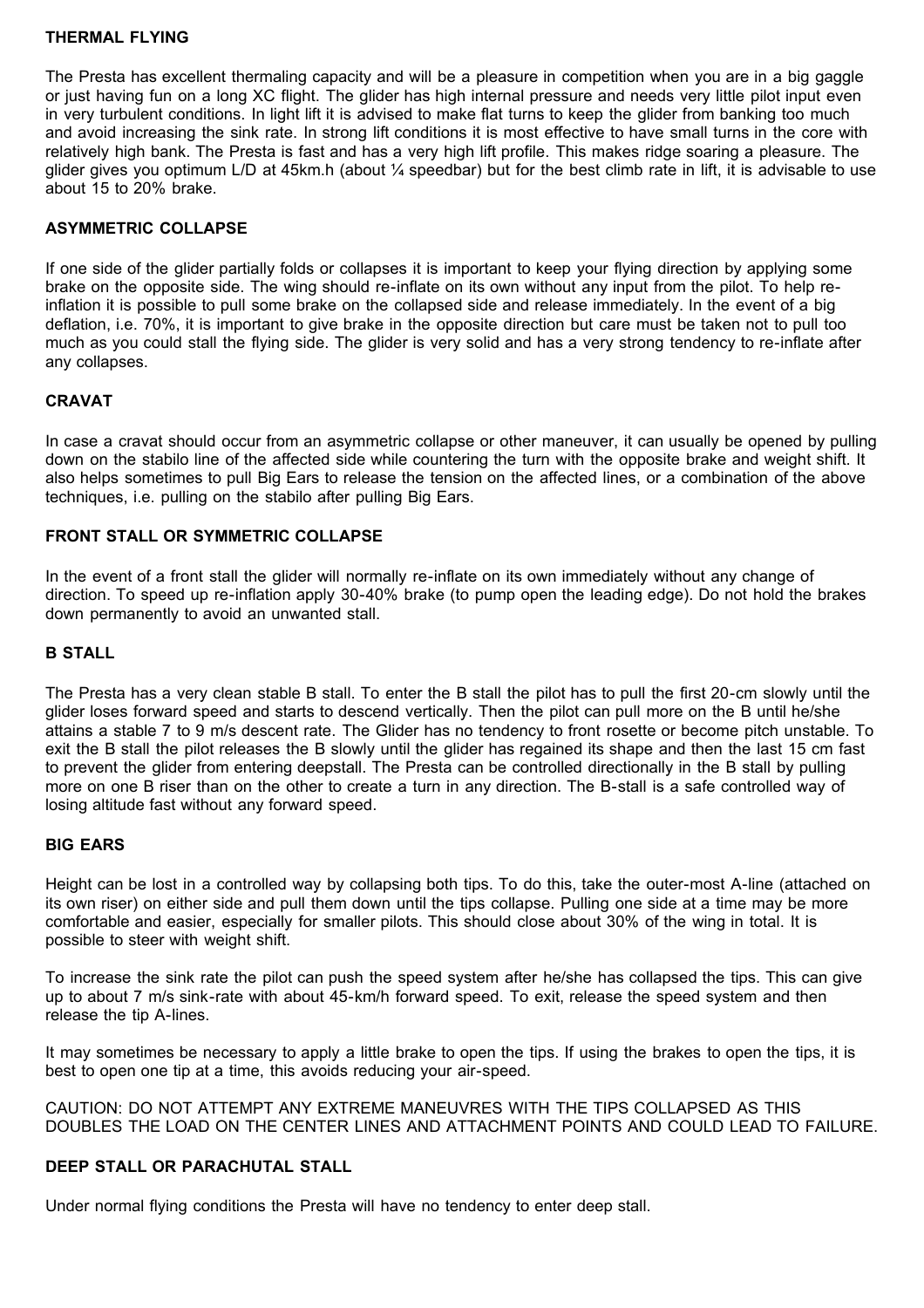### THERMAL FLYING

The Presta has excellent thermaling capacity and will be a pleasure in competition when you are in a big gaggle or just having fun on a long XC flight. The glider has high internal pressure and needs very little pilot input even in very turbulent conditions. In light lift it is advised to make flat turns to keep the glider from banking too much and avoid increasing the sink rate. In strong lift conditions it is most effective to have small turns in the core with relatively high bank. The Presta is fast and has a very high lift profile. This makes ridge soaring a pleasure. The glider gives you optimum L/D at 45km.h (about ¼ speedbar) but for the best climb rate in lift, it is advisable to use about 15 to 20% brake.

### ASYMMETRIC COLLAPSE

If one side of the glider partially folds or collapses it is important to keep your flying direction by applying some brake on the opposite side. The wing should re-inflate on its own without any input from the pilot. To help re-inflation it is possible to pull some brake on the collapsed side and release immediately. In the event of a big deflation, i.e. 70%, it is important to give brake in the opposite direction but care must be taken not to pull too much as you could stall the flying side. The glider is very solid and has a very strong tendency to re-inflate after any collapses.

### CRAVAT

In case a cravat should occur from an asymmetric collapse or other maneuver, it can usually be opened by pulling down on the stabilo line of the affected side while countering the turn with the opposite brake and weight shift. It also helps sometimes to pull Big Ears to release the tension on the affected lines, or a combination of the above techniques, i.e. pulling on the stabilo after pulling Big Ears.

### FRONT STALL OR SYMMETRIC COLLAPSE

In the event of a front stall the glider will normally re-inflate on its own immediately without any change of direction. To speed up re-inflation apply 30-40% brake (to pump open the leading edge). Do not hold the brakes down permanently to avoid an unwanted stall.

### B STALL

The Presta has a very clean stable B stall. To enter the B stall the pilot has to pull the first 20-cm slowly until the glider loses forward speed and starts to descend vertically. Then the pilot can pull more on the B until he/she attains a stable 7 to 9 m/s descent rate. The Glider has no tendency to front rosette or become pitch unstable. To exit the B stall the pilot releases the B slowly until the glider has regained its shape and then the last 15 cm fast to prevent the glider from entering deepstall. The Presta can be controlled directionally in the B stall by pulling more on one B riser than on the other to create a turn in any direction. The B-stall is a safe controlled way of losing altitude fast without any forward speed.

### BIG EARS

Height can be lost in a controlled way by collapsing both tips. To do this, take the outer-most A-line (attached on its own riser) on either side and pull them down until the tips collapse. Pulling one side at a time may be more comfortable and easier, especially for smaller pilots. This should close about 30% of the wing in total. It is possible to steer with weight shift.

To increase the sink rate the pilot can push the speed system after he/she has collapsed the tips. This can give up to about 7 m/s sink-rate with about 45-km/h forward speed. To exit, release the speed system and then release the tip A-lines.

It may sometimes be necessary to apply a little brake to open the tips. If using the brakes to open the tips, it is best to open one tip at a time, this avoids reducing your air-speed.

CAUTION: DO NOT ATTEMPT ANY EXTREME MANEUVRES WITH THE TIPS COLLAPSED AS THIS DOUBLES THE LOAD ON THE CENTER LINES AND ATTACHMENT POINTS AND COULD LEAD TO FAILURE.

### DEEP STALL OR PARACHUTAL STALL

Under normal flying conditions the Presta will have no tendency to enter deep stall.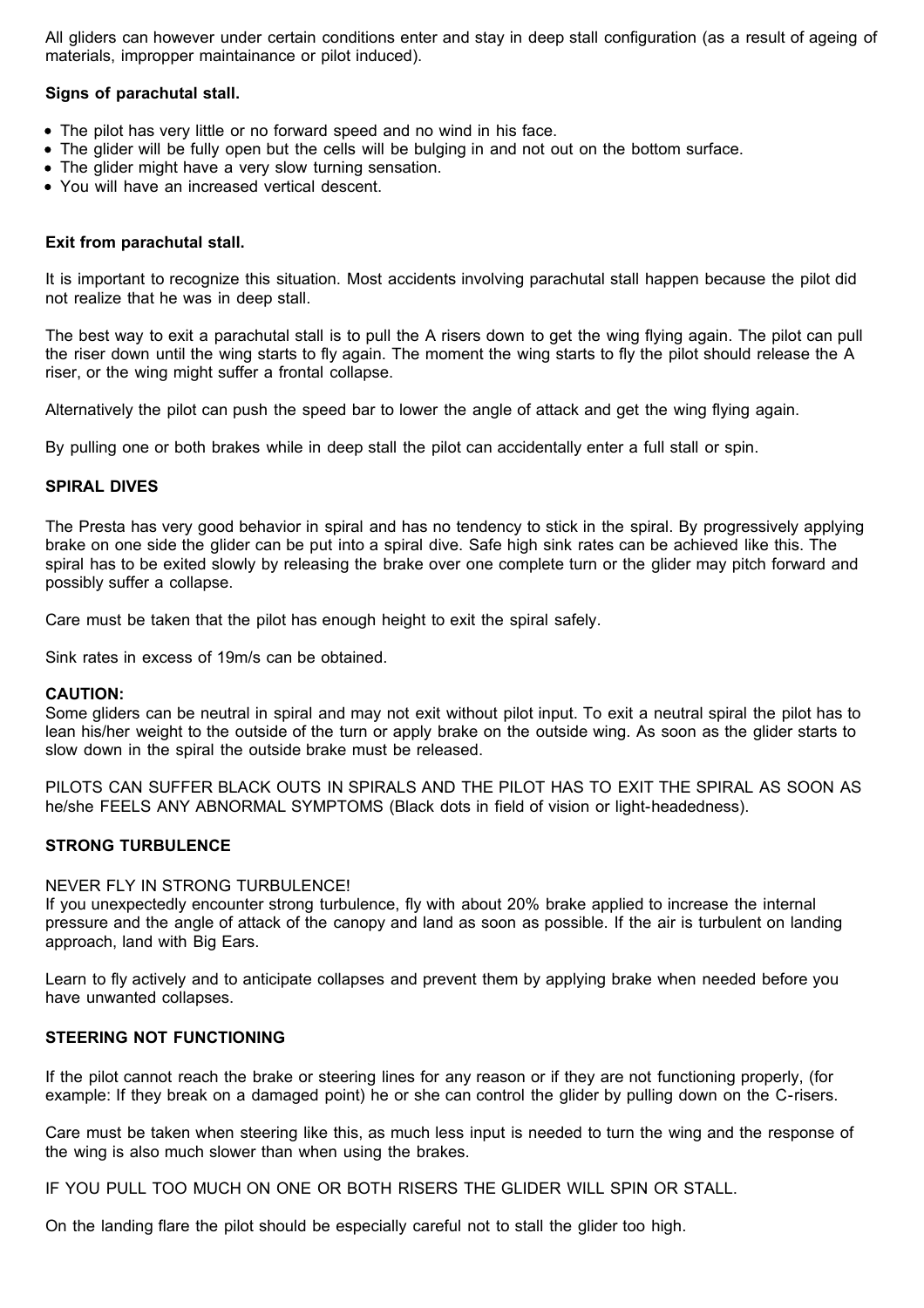All gliders can however under certain conditions enter and stay in deep stall configuration (as a result of ageing of materials, improper maintainance or pilot induced).

**Signs of parachutal stall.**

- The pilot has very little or no forward speed and no wind in his face.
- The glider will be fully open but the cells will be bulging in and not out on the bottom surface.
- The glider might have a very slow turning sensation.
- You will have an increased vertical descent.

**Exit from parachutal stall.**

It is important to recognize this situation. Most accidents involving parachutal stall happen because the pilot did not realize that he was in deep stall.

The best way to exit a parachutal stall is to pull the A risers down to get the wing flying again. The pilot can pull the riser down until the wing starts to fly again. The moment the wing starts to fly the pilot should release the A riser, or the wing might suffer a frontal collapse.

Alternatively the pilot can push the speed bar to lower the angle of attack and get the wing flying again.

By pulling one or both brakes while in deep stall the pilot can accidentally enter a full stall or spin.

**SPIRAL DIVES**

The Presta has very good behavior in spiral and has no tendency to stick in the spiral. By progressively applying brake on one side the glider can be put into a spiral dive. Safe high sink rates can be achieved like this. The spiral has to be exited slowly by releasing the brake over one complete turn or the glider may pitch forward and possibly suffer a collapse.

Care must be taken that the pilot has enough height to exit the spiral safely.

Sink rates in excess of 19m/s can be obtained.

**CAUTION:**
Some gliders can be neutral in spiral and may not exit without pilot input. To exit a neutral spiral the pilot has to lean his/her weight to the outside of the turn or apply brake on the outside wing. As soon as the glider starts to slow down in the spiral the outside brake must be released.

PILOTS CAN SUFFER BLACK OUTS IN SPIRALS AND THE PILOT HAS TO EXIT THE SPIRAL AS SOON AS he/she FEELS ANY ABNORMAL SYMPTOMS (Black dots in field of vision or light-headedness).

**STRONG TURBULENCE**

NEVER FLY IN STRONG TURBULENCE!
If you unexpectedly encounter strong turbulence, fly with about 20% brake applied to increase the internal pressure and the angle of attack of the canopy and land as soon as possible. If the air is turbulent on landing approach, land with Big Ears.

Learn to fly actively and to anticipate collapses and prevent them by applying brake when needed before you have unwanted collapses.

**STEERING NOT FUNCTIONING**

If the pilot cannot reach the brake or steering lines for any reason or if they are not functioning properly, (for example: If they break on a damaged point) he or she can control the glider by pulling down on the C-risers.

Care must be taken when steering like this, as much less input is needed to turn the wing and the response of the wing is also much slower than when using the brakes.

IF YOU PULL TOO MUCH ON ONE OR BOTH RISERS THE GLIDER WILL SPIN OR STALL.

On the landing flare the pilot should be especially careful not to stall the glider too high.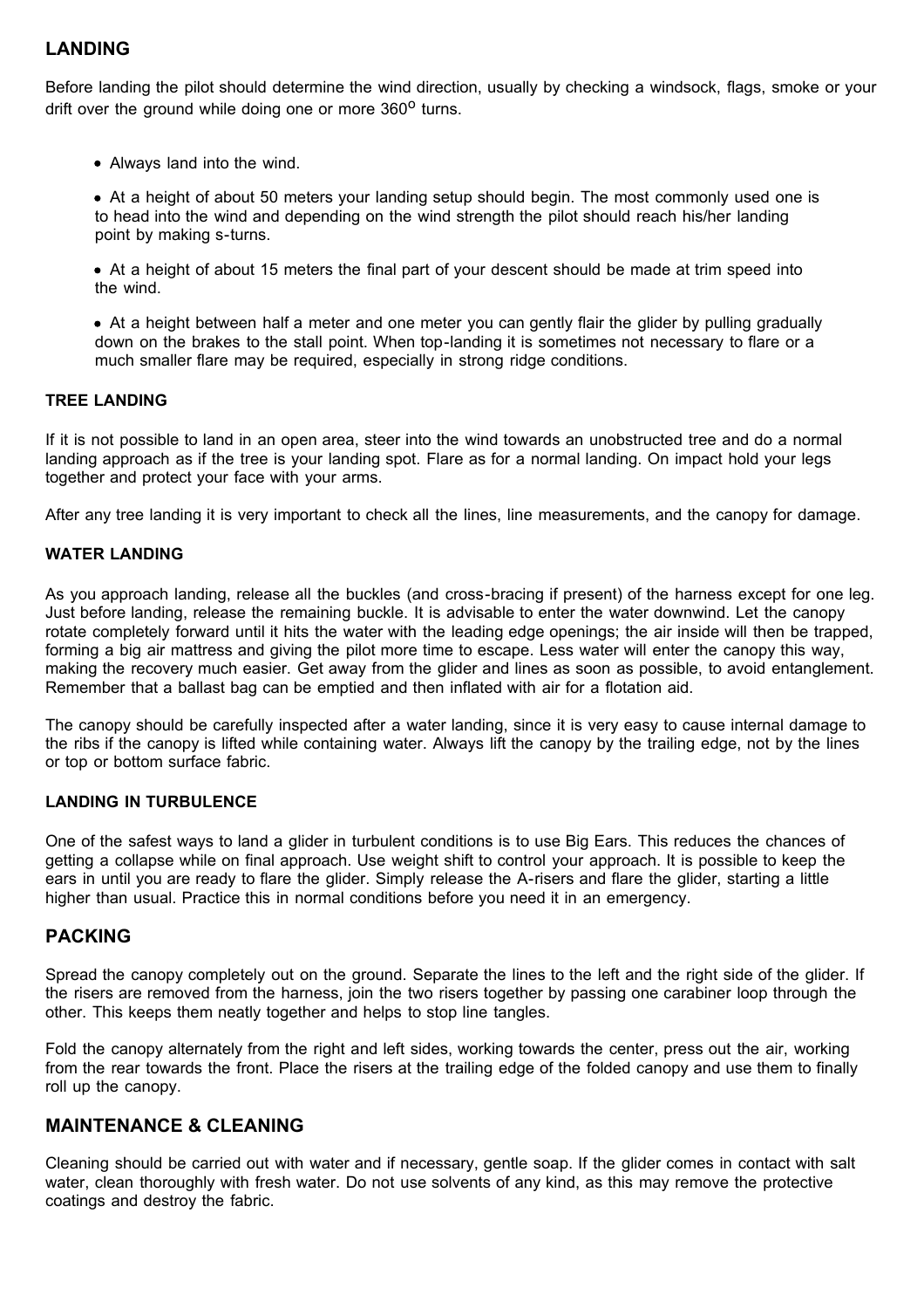## LANDING

Before landing the pilot should determine the wind direction, usually by checking a windsock, flags, smoke or your drift over the ground while doing one or more 360$^{o}$ turns.

- Always land into the wind.
- At a height of about 50 meters your landing setup should begin. The most commonly used one is to head into the wind and depending on the wind strength the pilot should reach his/her landing point by making s-turns.
- At a height of about 15 meters the final part of your descent should be made at trim speed into the wind.
- At a height between half a meter and one meter you can gently flair the glider by pulling gradually down on the brakes to the stall point. When top-landing it is sometimes not necessary to flare or a much smaller flare may be required, especially in strong ridge conditions.

### TREE LANDING

If it is not possible to land in an open area, steer into the wind towards an unobstructed tree and do a normal landing approach as if the tree is your landing spot. Flare as for a normal landing. On impact hold your legs together and protect your face with your arms.

After any tree landing it is very important to check all the lines, line measurements, and the canopy for damage.

### WATER LANDING

As you approach landing, release all the buckles (and cross-bracing if present) of the harness except for one leg. Just before landing, release the remaining buckle. It is advisable to enter the water downwind. Let the canopy rotate completely forward until it hits the water with the leading edge openings; the air inside will then be trapped, forming a big air mattress and giving the pilot more time to escape. Less water will enter the canopy this way, making the recovery much easier. Get away from the glider and lines as soon as possible, to avoid entanglement. Remember that a ballast bag can be emptied and then inflated with air for a flotation aid.

The canopy should be carefully inspected after a water landing, since it is very easy to cause internal damage to the ribs if the canopy is lifted while containing water. Always lift the canopy by the trailing edge, not by the lines or top or bottom surface fabric.

### LANDING IN TURBULENCE

One of the safest ways to land a glider in turbulent conditions is to use Big Ears. This reduces the chances of getting a collapse while on final approach. Use weight shift to control your approach. It is possible to keep the ears in until you are ready to flare the glider. Simply release the A-risers and flare the glider, starting a little higher than usual. Practice this in normal conditions before you need it in an emergency.

## PACKING

Spread the canopy completely out on the ground. Separate the lines to the left and the right side of the glider. If the risers are removed from the harness, join the two risers together by passing one carabiner loop through the other. This keeps them neatly together and helps to stop line tangles.

Fold the canopy alternately from the right and left sides, working towards the center, press out the air, working from the rear towards the front. Place the risers at the trailing edge of the folded canopy and use them to finally roll up the canopy.

## MAINTENANCE & CLEANING

Cleaning should be carried out with water and if necessary, gentle soap. If the glider comes in contact with salt water, clean thoroughly with fresh water. Do not use solvents of any kind, as this may remove the protective coatings and destroy the fabric.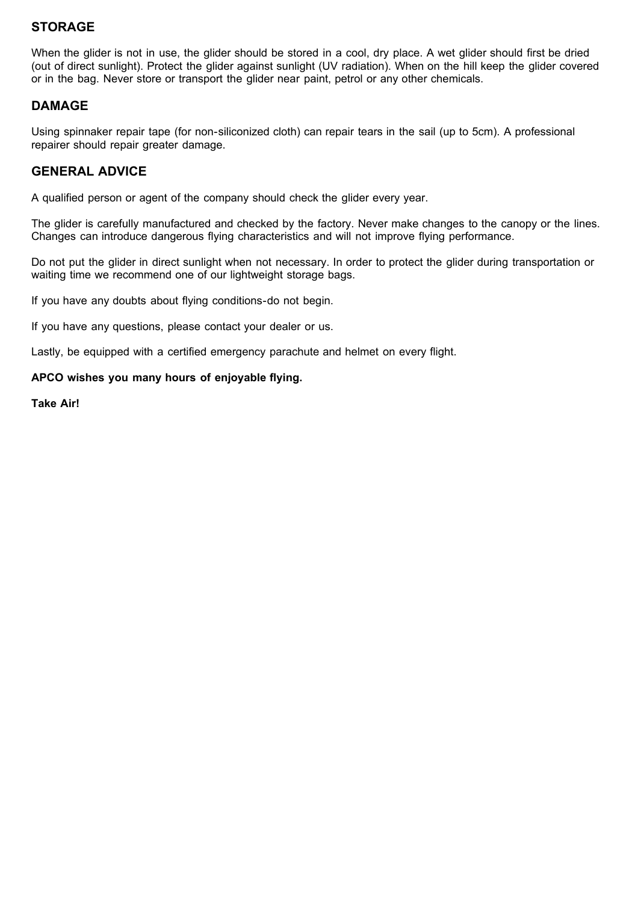## STORAGE

When the glider is not in use, the glider should be stored in a cool, dry place. A wet glider should first be dried (out of direct sunlight). Protect the glider against sunlight (UV radiation). When on the hill keep the glider covered or in the bag. Never store or transport the glider near paint, petrol or any other chemicals.

## DAMAGE

Using spinnaker repair tape (for non-siliconized cloth) can repair tears in the sail (up to 5cm). A professional repairer should repair greater damage.

## GENERAL ADVICE

A qualified person or agent of the company should check the glider every year.

The glider is carefully manufactured and checked by the factory. Never make changes to the canopy or the lines. Changes can introduce dangerous flying characteristics and will not improve flying performance.

Do not put the glider in direct sunlight when not necessary. In order to protect the glider during transportation or waiting time we recommend one of our lightweight storage bags.

If you have any doubts about flying conditions-do not begin.

If you have any questions, please contact your dealer or us.

Lastly, be equipped with a certified emergency parachute and helmet on every flight.

**APCO wishes you many hours of enjoyable flying.**

**Take Air!**